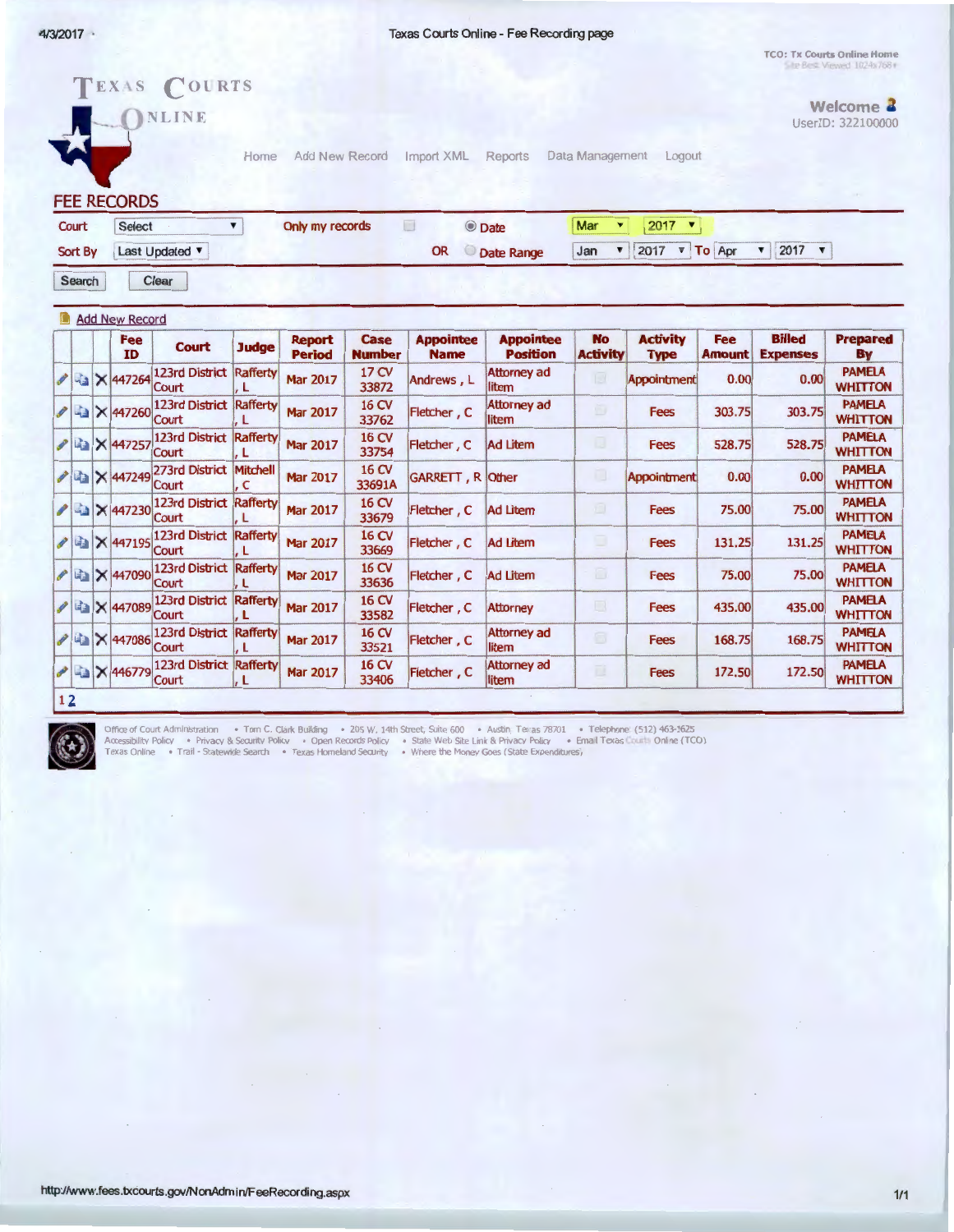TCO: Tx Courts Online Home

# TEXAS COURTS ONLINE

Welcome
UserID: 322100000

Home | Add New Record | Import XML | Reports | Data Management | Logout

## FEE RECORDS

Court: Select | Only my records | Date: Mar 2017
Sort By: Last Updated | OR Date Range: Jan 2017 To Apr 2017

Search | Clear

Add New Record

| Fee ID | Court | Judge | Report Period | Case Number | Appointee Name | Appointee Position | No Activity | Activity Type | Fee Amount | Billed Expenses | Prepared By |
|---|---|---|---|---|---|---|---|---|---|---|---|
| 447264 | 123rd District Court | Rafferty, L | Mar 2017 | 17 CV 33872 | Andrews, L | Attorney ad litem | | Appointment | 0.00 | 0.00 | PAMELA WHITTON |
| 447260 | 123rd District Court | Rafferty, L | Mar 2017 | 16 CV 33762 | Fletcher, C | Attorney ad litem | | Fees | 303.75 | 303.75 | PAMELA WHITTON |
| 447257 | 123rd District Court | Rafferty, L | Mar 2017 | 16 CV 33754 | Fletcher, C | Ad Litem | | Fees | 528.75 | 528.75 | PAMELA WHITTON |
| 447249 | 273rd District Court | Mitchell, C | Mar 2017 | 16 CV 33691A | GARRETT, R | Other | | Appointment | 0.00 | 0.00 | PAMELA WHITTON |
| 447230 | 123rd District Court | Rafferty, L | Mar 2017 | 16 CV 33679 | Fletcher, C | Ad Litem | | Fees | 75.00 | 75.00 | PAMELA WHITTON |
| 447195 | 123rd District Court | Rafferty, L | Mar 2017 | 16 CV 33669 | Fletcher, C | Ad Litem | | Fees | 131.25 | 131.25 | PAMELA WHITTON |
| 447090 | 123rd District Court | Rafferty, L | Mar 2017 | 16 CV 33636 | Fletcher, C | Ad Litem | | Fees | 75.00 | 75.00 | PAMELA WHITTON |
| 447089 | 123rd District Court | Rafferty, L | Mar 2017 | 16 CV 33582 | Fletcher, C | Attorney | | Fees | 435.00 | 435.00 | PAMELA WHITTON |
| 447086 | 123rd District Court | Rafferty, L | Mar 2017 | 16 CV 33521 | Fletcher, C | Attorney ad litem | | Fees | 168.75 | 168.75 | PAMELA WHITTON |
| 446779 | 123rd District Court | Rafferty, L | Mar 2017 | 16 CV 33406 | Fletcher, C | Attorney ad litem | | Fees | 172.50 | 172.50 | PAMELA WHITTON |

1 2

Office of Court Administration • Tom C. Clark Building • 205 W. 14th Street, Suite 600 • Austin, Texas 78701 • Telephone: (512) 463-1625
Accessibility Policy • Privacy & Security Policy • Open Records Policy • State Web Site Link & Privacy Policy • Email Texas Courts Online (TCO)
Texas Online • Trail - Statewide Search • Texas Homeland Security • Where the Money Goes (State Expenditures)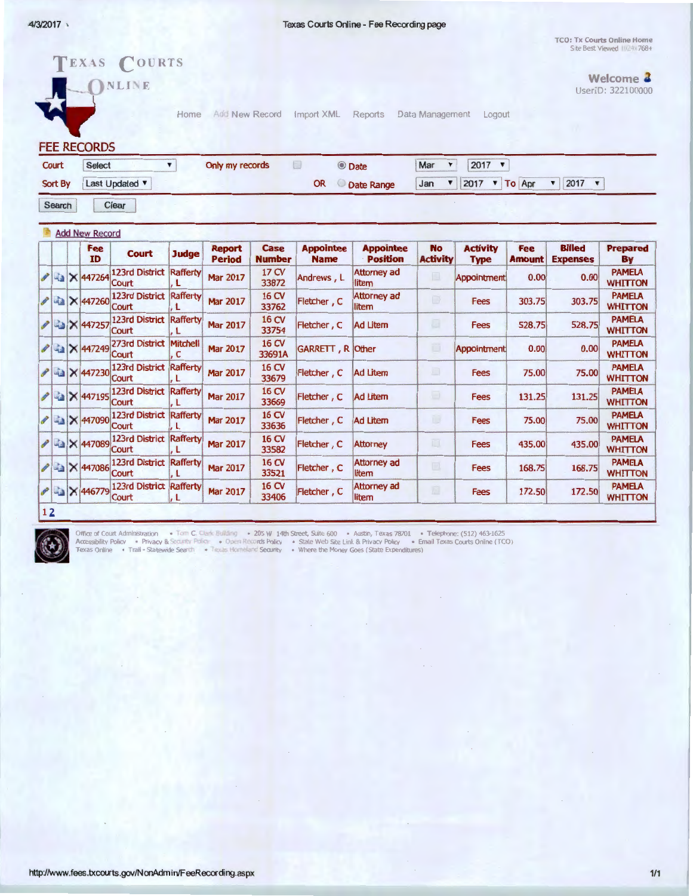TCO: Tx Courts Online Home
Site Best Viewed 1024x768+

TEXAS COURTS ONLINE

Welcome
UserID: 322100000

Home | Add New Record | Import XML | Reports | Data Management | Logout

## FEE RECORDS

Court: Select | Only my records | Date: Mar 2017
Sort By: Last Updated | OR Date Range: Jan 2017 To Apr 2017

Search | Clear

Add New Record

| Fee ID | Court | Judge | Report Period | Case Number | Appointee Name | Appointee Position | No Activity | Activity Type | Fee Amount | Billed Expenses | Prepared By |
|---|---|---|---|---|---|---|---|---|---|---|---|
| 447264 | 123rd District Court | Rafferty, L | Mar 2017 | 17 CV 33872 | Andrews, L | Attorney ad litem | | Appointment | 0.00 | 0.00 | PAMELA WHITTON |
| 447260 | 123rd District Court | Rafferty, L | Mar 2017 | 16 CV 33762 | Fletcher, C | Attorney ad litem | | Fees | 303.75 | 303.75 | PAMELA WHITTON |
| 447257 | 123rd District Court | Rafferty, L | Mar 2017 | 16 CV 33754 | Fletcher, C | Ad Litem | | Fees | 528.75 | 528.75 | PAMELA WHITTON |
| 447249 | 273rd District Court | Mitchell, C | Mar 2017 | 16 CV 33691A | GARRETT, R | Other | | Appointment | 0.00 | 0.00 | PAMELA WHITTON |
| 447230 | 123rd District Court | Rafferty, L | Mar 2017 | 16 CV 33679 | Fletcher, C | Ad Litem | | Fees | 75.00 | 75.00 | PAMELA WHITTON |
| 447195 | 123rd District Court | Rafferty, L | Mar 2017 | 16 CV 33669 | Fletcher, C | Ad Litem | | Fees | 131.25 | 131.25 | PAMELA WHITTON |
| 447090 | 123rd District Court | Rafferty, L | Mar 2017 | 16 CV 33636 | Fletcher, C | Ad Litem | | Fees | 75.00 | 75.00 | PAMELA WHITTON |
| 447089 | 123rd District Court | Rafferty, L | Mar 2017 | 16 CV 33582 | Fletcher, C | Attorney | | Fees | 435.00 | 435.00 | PAMELA WHITTON |
| 447086 | 123rd District Court | Rafferty, L | Mar 2017 | 16 CV 33521 | Fletcher, C | Attorney ad litem | | Fees | 168.75 | 168.75 | PAMELA WHITTON |
| 446779 | 123rd District Court | Rafferty, L | Mar 2017 | 16 CV 33406 | Fletcher, C | Attorney ad litem | | Fees | 172.50 | 172.50 | PAMELA WHITTON |

1 2

Office of Court Administration • Tom C. Clark Building • 205 W. 14th Street, Suite 600 • Austin, Texas 78701 • Telephone: (512) 463-1625
Accessibility Policy • Privacy & Security Policy • Open Records Policy • State Web Site Link & Privacy Policy • Email Texas Courts Online (TCO)
Texas Online • Trail - Statewide Search • Texas Homeland Security • Where the Money Goes (State Expenditures)